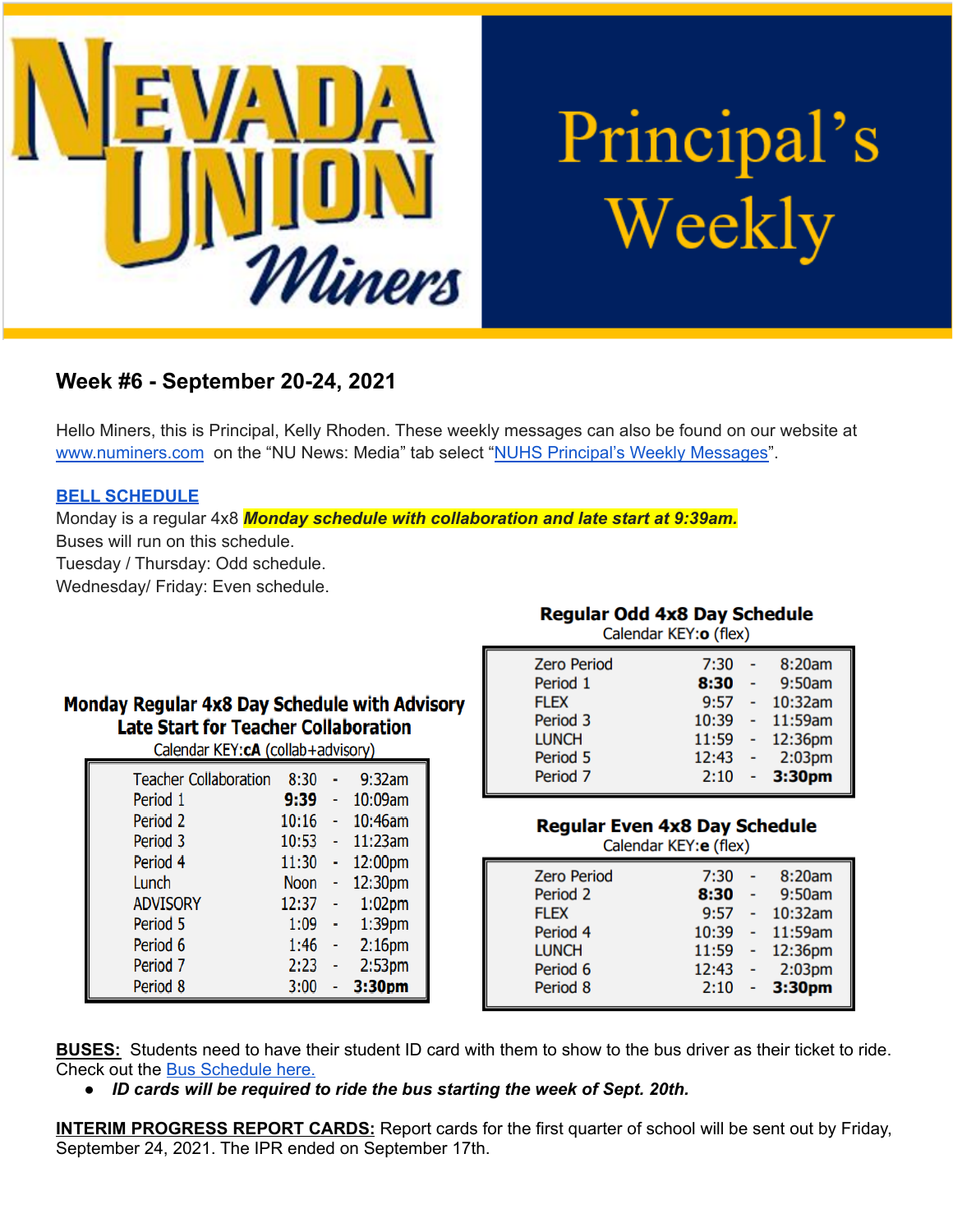# Nevada Union Miners — Principal's Weekly

## Week #6 - September 20-24, 2021

Hello Miners, this is Principal, Kelly Rhoden. These weekly messages can also be found on our website at [www.numiners.com](www.numiners.com) on the "NU News: Media" tab select "[NUHS Principal's Weekly Messages](#)".

**[BELL SCHEDULE](#)**

Monday is a regular 4x8 ***Monday schedule with collaboration and late start at 9:39am.***
Buses will run on this schedule.
Tuesday / Thursday: Odd schedule.
Wednesday/ Friday: Even schedule.

**Monday Regular 4x8 Day Schedule with Advisory**
**Late Start for Teacher Collaboration**
Calendar KEY:**cA** (collab+advisory)

| Period | Start | | End |
|---|---|---|---|
| Teacher Collaboration | 8:30 | - | 9:32am |
| Period 1 | **9:39** | - | 10:09am |
| Period 2 | 10:16 | - | 10:46am |
| Period 3 | 10:53 | - | 11:23am |
| Period 4 | 11:30 | - | 12:00pm |
| Lunch | Noon | - | 12:30pm |
| ADVISORY | 12:37 | - | 1:02pm |
| Period 5 | 1:09 | - | 1:39pm |
| Period 6 | 1:46 | - | 2:16pm |
| Period 7 | 2:23 | - | 2:53pm |
| Period 8 | 3:00 | - | **3:30pm** |

**Regular Odd 4x8 Day Schedule**
Calendar KEY:**o** (flex)

| Period | Start | | End |
|---|---|---|---|
| Zero Period | 7:30 | - | 8:20am |
| Period 1 | **8:30** | - | 9:50am |
| FLEX | 9:57 | - | 10:32am |
| Period 3 | 10:39 | - | 11:59am |
| LUNCH | 11:59 | - | 12:36pm |
| Period 5 | 12:43 | - | 2:03pm |
| Period 7 | 2:10 | - | **3:30pm** |

**Regular Even 4x8 Day Schedule**
Calendar KEY:**e** (flex)

| Period | Start | | End |
|---|---|---|---|
| Zero Period | 7:30 | - | 8:20am |
| Period 2 | **8:30** | - | 9:50am |
| FLEX | 9:57 | - | 10:32am |
| Period 4 | 10:39 | - | 11:59am |
| LUNCH | 11:59 | - | 12:36pm |
| Period 6 | 12:43 | - | 2:03pm |
| Period 8 | 2:10 | - | **3:30pm** |

**BUSES:** Students need to have their student ID card with them to show to the bus driver as their ticket to ride. Check out the [Bus Schedule here.](#)

- ***ID cards will be required to ride the bus starting the week of Sept. 20th.***

**INTERIM PROGRESS REPORT CARDS:** Report cards for the first quarter of school will be sent out by Friday, September 24, 2021. The IPR ended on September 17th.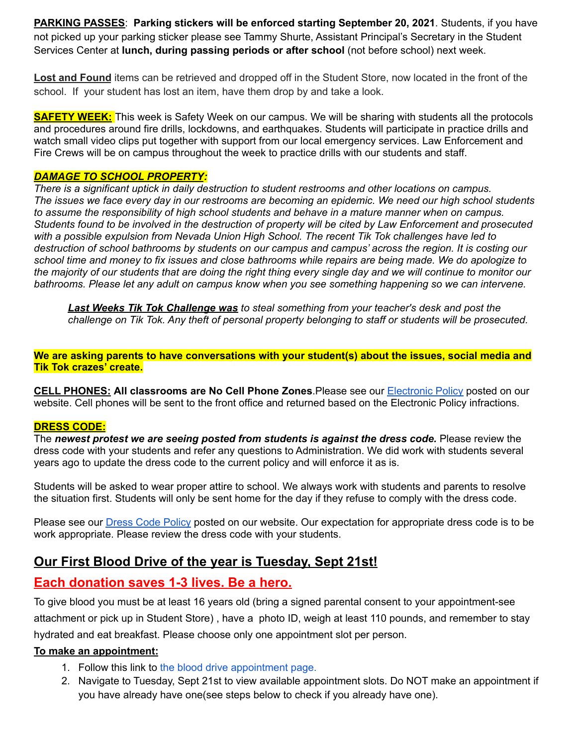**PARKING PASSES**: **Parking stickers will be enforced starting September 20, 2021**. Students, if you have not picked up your parking sticker please see Tammy Shurte, Assistant Principal's Secretary in the Student Services Center at **lunch, during passing periods or after school** (not before school) next week.

**Lost and Found** items can be retrieved and dropped off in the Student Store, now located in the front of the school. If your student has lost an item, have them drop by and take a look.

**SAFETY WEEK:** This week is Safety Week on our campus. We will be sharing with students all the protocols and procedures around fire drills, lockdowns, and earthquakes. Students will participate in practice drills and watch small video clips put together with support from our local emergency services. Law Enforcement and Fire Crews will be on campus throughout the week to practice drills with our students and staff.

***DAMAGE TO SCHOOL PROPERTY:***

*There is a significant uptick in daily destruction to student restrooms and other locations on campus. The issues we face every day in our restrooms are becoming an epidemic. We need our high school students to assume the responsibility of high school students and behave in a mature manner when on campus. Students found to be involved in the destruction of property will be cited by Law Enforcement and prosecuted with a possible expulsion from Nevada Union High School. The recent Tik Tok challenges have led to destruction of school bathrooms by students on our campus and campus' across the region. It is costing our school time and money to fix issues and close bathrooms while repairs are being made. We do apologize to the majority of our students that are doing the right thing every single day and we will continue to monitor our bathrooms. Please let any adult on campus know when you see something happening so we can intervene.*

> ***Last Weeks Tik Tok Challenge was*** *to steal something from your teacher's desk and post the challenge on Tik Tok. Any theft of personal property belonging to staff or students will be prosecuted.*

**We are asking parents to have conversations with your student(s) about the issues, social media and Tik Tok crazes' create.**

**CELL PHONES: All classrooms are No Cell Phone Zones**.Please see our Electronic Policy posted on our website. Cell phones will be sent to the front office and returned based on the Electronic Policy infractions.

**DRESS CODE:**

The ***newest protest we are seeing posted from students is against the dress code.*** Please review the dress code with your students and refer any questions to Administration. We did work with students several years ago to update the dress code to the current policy and will enforce it as is.

Students will be asked to wear proper attire to school. We always work with students and parents to resolve the situation first. Students will only be sent home for the day if they refuse to comply with the dress code.

Please see our Dress Code Policy posted on our website. Our expectation for appropriate dress code is to be work appropriate. Please review the dress code with your students.

## Our First Blood Drive of the year is Tuesday, Sept 21st!

## Each donation saves 1-3 lives. Be a hero.

To give blood you must be at least 16 years old (bring a signed parental consent to your appointment-see attachment or pick up in Student Store) , have a photo ID, weigh at least 110 pounds, and remember to stay hydrated and eat breakfast. Please choose only one appointment slot per person.

**To make an appointment:**

1. Follow this link to the blood drive appointment page.
2. Navigate to Tuesday, Sept 21st to view available appointment slots. Do NOT make an appointment if you have already have one(see steps below to check if you already have one).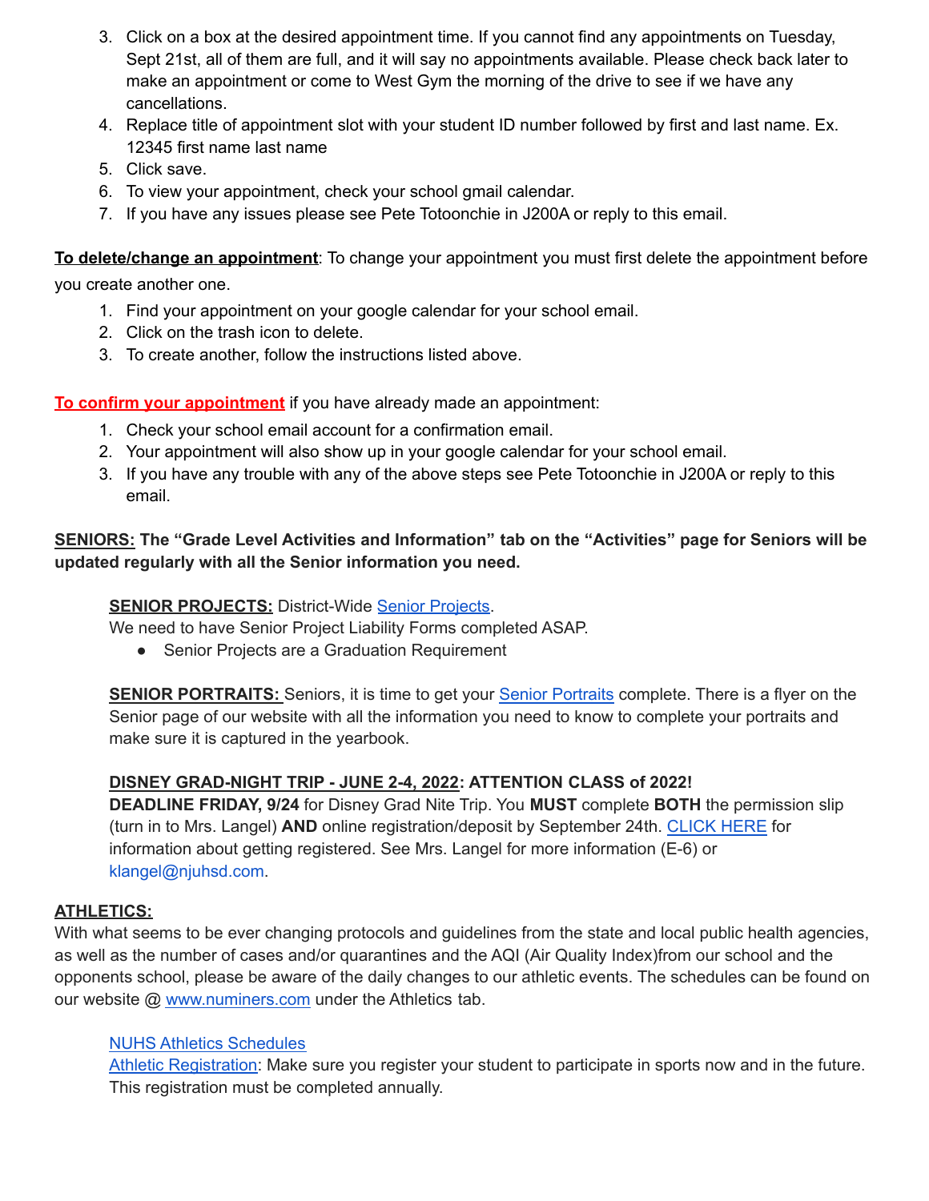3. Click on a box at the desired appointment time. If you cannot find any appointments on Tuesday, Sept 21st, all of them are full, and it will say no appointments available. Please check back later to make an appointment or come to West Gym the morning of the drive to see if we have any cancellations.
4. Replace title of appointment slot with your student ID number followed by first and last name. Ex. 12345 first name last name
5. Click save.
6. To view your appointment, check your school gmail calendar.
7. If you have any issues please see Pete Totoonchie in J200A or reply to this email.

**To delete/change an appointment**: To change your appointment you must first delete the appointment before you create another one.

1. Find your appointment on your google calendar for your school email.
2. Click on the trash icon to delete.
3. To create another, follow the instructions listed above.

**To confirm your appointment** if you have already made an appointment:

1. Check your school email account for a confirmation email.
2. Your appointment will also show up in your google calendar for your school email.
3. If you have any trouble with any of the above steps see Pete Totoonchie in J200A or reply to this email.

**SENIORS: The "Grade Level Activities and Information" tab on the "Activities" page for Seniors will be updated regularly with all the Senior information you need.**

**SENIOR PROJECTS:** District-Wide Senior Projects.
We need to have Senior Project Liability Forms completed ASAP.

- Senior Projects are a Graduation Requirement

**SENIOR PORTRAITS:** Seniors, it is time to get your Senior Portraits complete. There is a flyer on the Senior page of our website with all the information you need to know to complete your portraits and make sure it is captured in the yearbook.

**DISNEY GRAD-NIGHT TRIP - JUNE 2-4, 2022: ATTENTION CLASS of 2022!**
**DEADLINE FRIDAY, 9/24** for Disney Grad Nite Trip. You **MUST** complete **BOTH** the permission slip (turn in to Mrs. Langel) **AND** online registration/deposit by September 24th. CLICK HERE for information about getting registered. See Mrs. Langel for more information (E-6) or klangel@njuhsd.com.

**ATHLETICS:**
With what seems to be ever changing protocols and guidelines from the state and local public health agencies, as well as the number of cases and/or quarantines and the AQI (Air Quality Index)from our school and the opponents school, please be aware of the daily changes to our athletic events. The schedules can be found on our website @ www.numiners.com under the Athletics tab.

NUHS Athletics Schedules
Athletic Registration: Make sure you register your student to participate in sports now and in the future. This registration must be completed annually.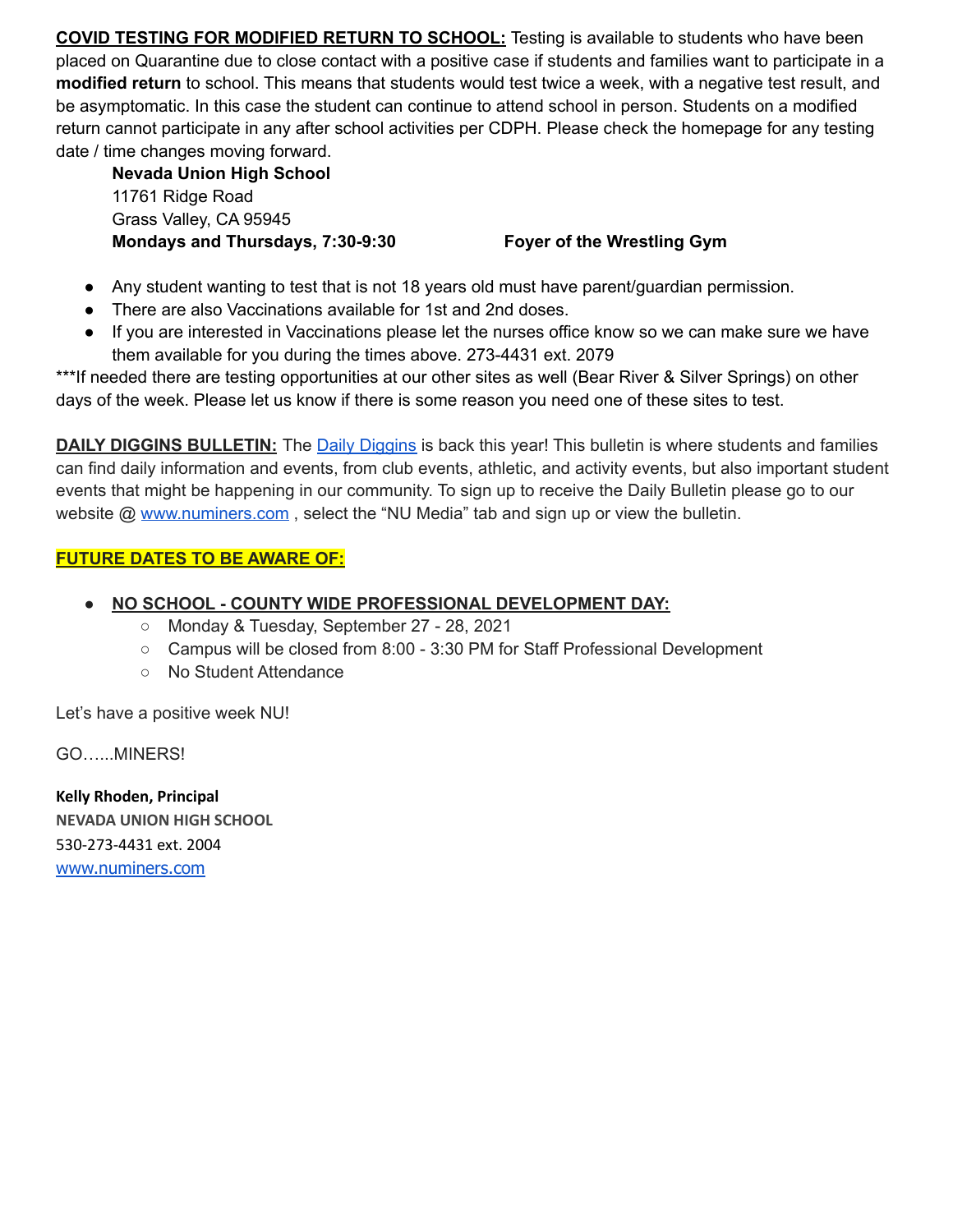**COVID TESTING FOR MODIFIED RETURN TO SCHOOL:** Testing is available to students who have been placed on Quarantine due to close contact with a positive case if students and families want to participate in a **modified return** to school. This means that students would test twice a week, with a negative test result, and be asymptomatic. In this case the student can continue to attend school in person. Students on a modified return cannot participate in any after school activities per CDPH. Please check the homepage for any testing date / time changes moving forward.

**Nevada Union High School**
11761 Ridge Road
Grass Valley, CA 95945
**Mondays and Thursdays, 7:30-9:30** **Foyer of the Wrestling Gym**

- Any student wanting to test that is not 18 years old must have parent/guardian permission.
- There are also Vaccinations available for 1st and 2nd doses.
- If you are interested in Vaccinations please let the nurses office know so we can make sure we have them available for you during the times above. 273-4431 ext. 2079

***If needed there are testing opportunities at our other sites as well (Bear River & Silver Springs) on other days of the week. Please let us know if there is some reason you need one of these sites to test.

**DAILY DIGGINS BULLETIN:** The Daily Diggins is back this year! This bulletin is where students and families can find daily information and events, from club events, athletic, and activity events, but also important student events that might be happening in our community. To sign up to receive the Daily Bulletin please go to our website @ www.numiners.com , select the "NU Media" tab and sign up or view the bulletin.

**FUTURE DATES TO BE AWARE OF:**

- **NO SCHOOL - COUNTY WIDE PROFESSIONAL DEVELOPMENT DAY:**
  - Monday & Tuesday, September 27 - 28, 2021
  - Campus will be closed from 8:00 - 3:30 PM for Staff Professional Development
  - No Student Attendance

Let's have a positive week NU!

GO…...MINERS!

**Kelly Rhoden, Principal**
NEVADA UNION HIGH SCHOOL
530-273-4431 ext. 2004
www.numiners.com